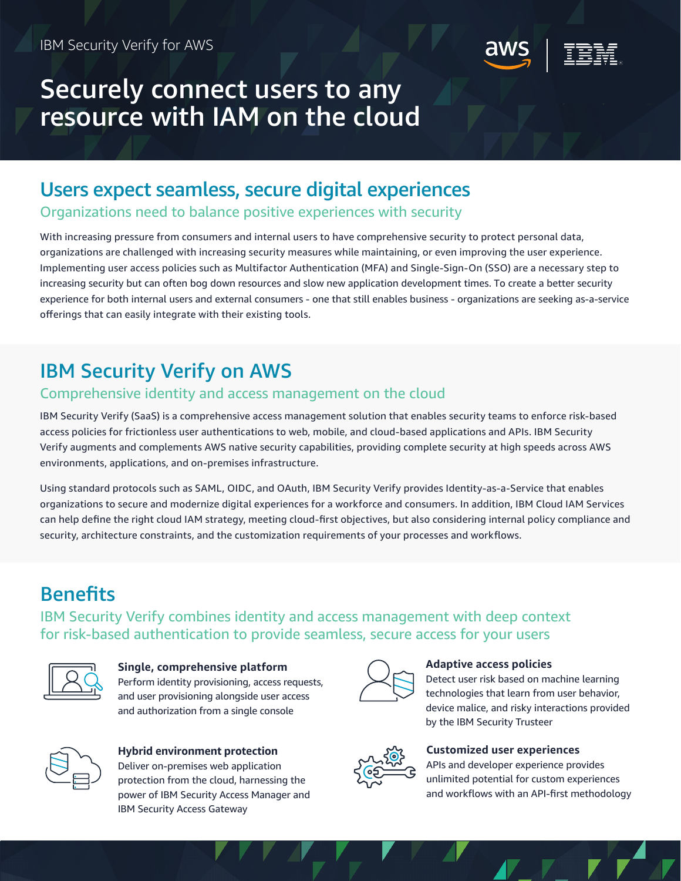IBM Security Verify for AWS

# Securely connect users to any resource with IAM on the cloud

## Users expect seamless, secure digital experiences

### Organizations need to balance positive experiences with security

With increasing pressure from consumers and internal users to have comprehensive security to protect personal data, organizations are challenged with increasing security measures while maintaining, or even improving the user experience. Implementing user access policies such as Multifactor Authentication (MFA) and Single-Sign-On (SSO) are a necessary step to increasing security but can often bog down resources and slow new application development times. To create a better security experience for both internal users and external consumers - one that still enables business - organizations are seeking as-a-service offerings that can easily integrate with their existing tools.

## IBM Security Verify on AWS

### Comprehensive identity and access management on the cloud

IBM Security Verify (SaaS) is a comprehensive access management solution that enables security teams to enforce risk-based access policies for frictionless user authentications to web, mobile, and cloud-based applications and APIs. IBM Security Verify augments and complements AWS native security capabilities, providing complete security at high speeds across AWS environments, applications, and on-premises infrastructure.

Using standard protocols such as SAML, OIDC, and OAuth, IBM Security Verify provides Identity-as-a-Service that enables organizations to secure and modernize digital experiences for a workforce and consumers. In addition, IBM Cloud IAM Services can help define the right cloud IAM strategy, meeting cloud-first objectives, but also considering internal policy compliance and security, architecture constraints, and the customization requirements of your processes and workflows.

## Benefits

### IBM Security Verify combines identity and access management with deep context for risk-based authentication to provide seamless, secure access for your users

**Single, comprehensive platform**
Perform identity provisioning, access requests, and user provisioning alongside user access and authorization from a single console

**Adaptive access policies**
Detect user risk based on machine learning technologies that learn from user behavior, device malice, and risky interactions provided by the IBM Security Trusteer

**Hybrid environment protection**
Deliver on-premises web application protection from the cloud, harnessing the power of IBM Security Access Manager and IBM Security Access Gateway

**Customized user experiences**
APIs and developer experience provides unlimited potential for custom experiences and workflows with an API-first methodology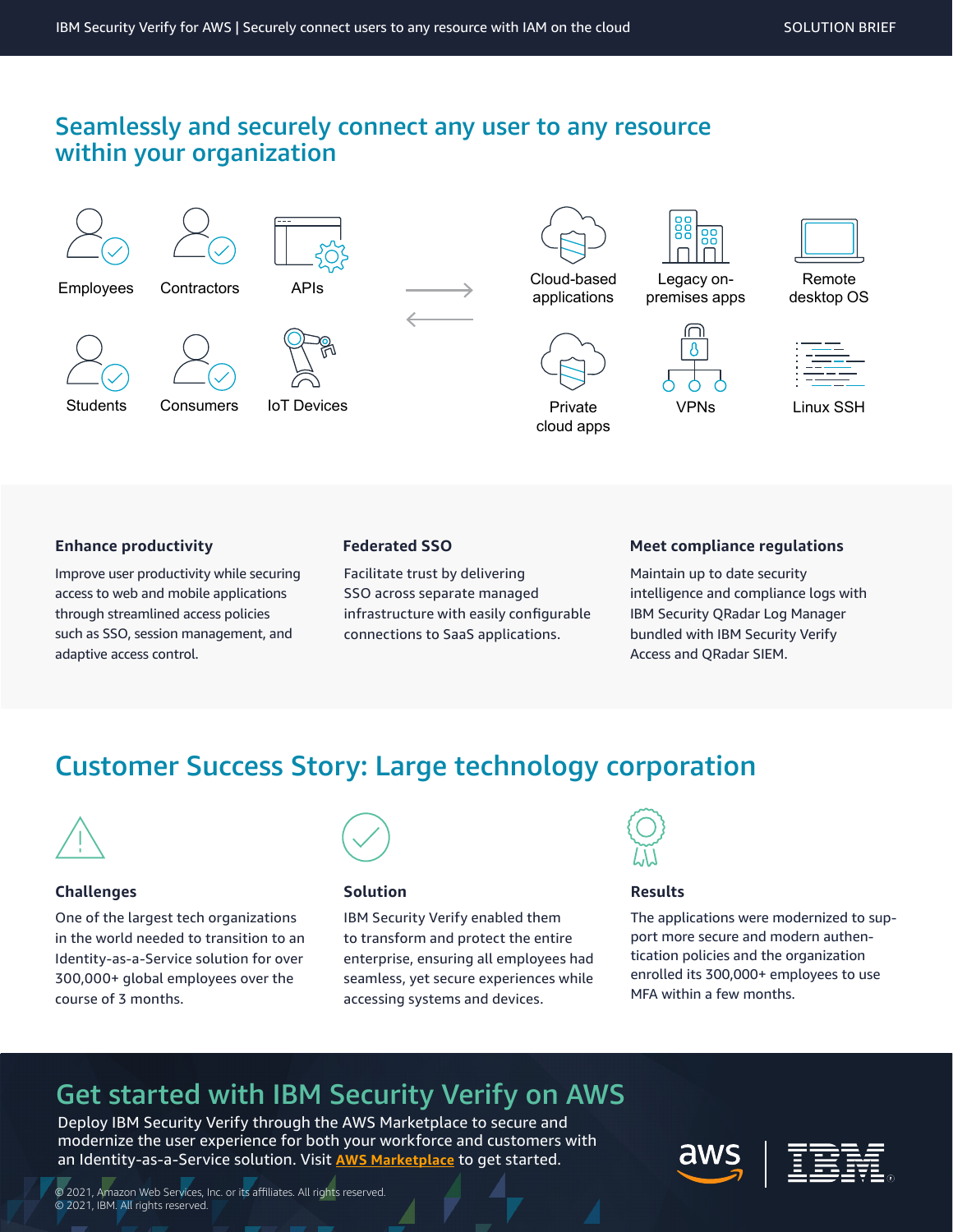## Seamlessly and securely connect any user to any resource within your organization

Employees
Contractors
APIs
Students
Consumers
IoT Devices

Cloud-based applications
Legacy on-premises apps
Remote desktop OS
Private cloud apps
VPNs
Linux SSH

### Enhance productivity

Improve user productivity while securing access to web and mobile applications through streamlined access policies such as SSO, session management, and adaptive access control.

### Federated SSO

Facilitate trust by delivering SSO across separate managed infrastructure with easily configurable connections to SaaS applications.

### Meet compliance regulations

Maintain up to date security intelligence and compliance logs with IBM Security QRadar Log Manager bundled with IBM Security Verify Access and QRadar SIEM.

## Customer Success Story: Large technology corporation

### Challenges

One of the largest tech organizations in the world needed to transition to an Identity-as-a-Service solution for over 300,000+ global employees over the course of 3 months.

### Solution

IBM Security Verify enabled them to transform and protect the entire enterprise, ensuring all employees had seamless, yet secure experiences while accessing systems and devices.

### Results

The applications were modernized to support more secure and modern authentication policies and the organization enrolled its 300,000+ employees to use MFA within a few months.

## Get started with IBM Security Verify on AWS

Deploy IBM Security Verify through the AWS Marketplace to secure and modernize the user experience for both your workforce and customers with an Identity-as-a-Service solution. Visit **AWS Marketplace** to get started.

© 2021, Amazon Web Services, Inc. or its affiliates. All rights reserved.
© 2021, IBM. All rights reserved.